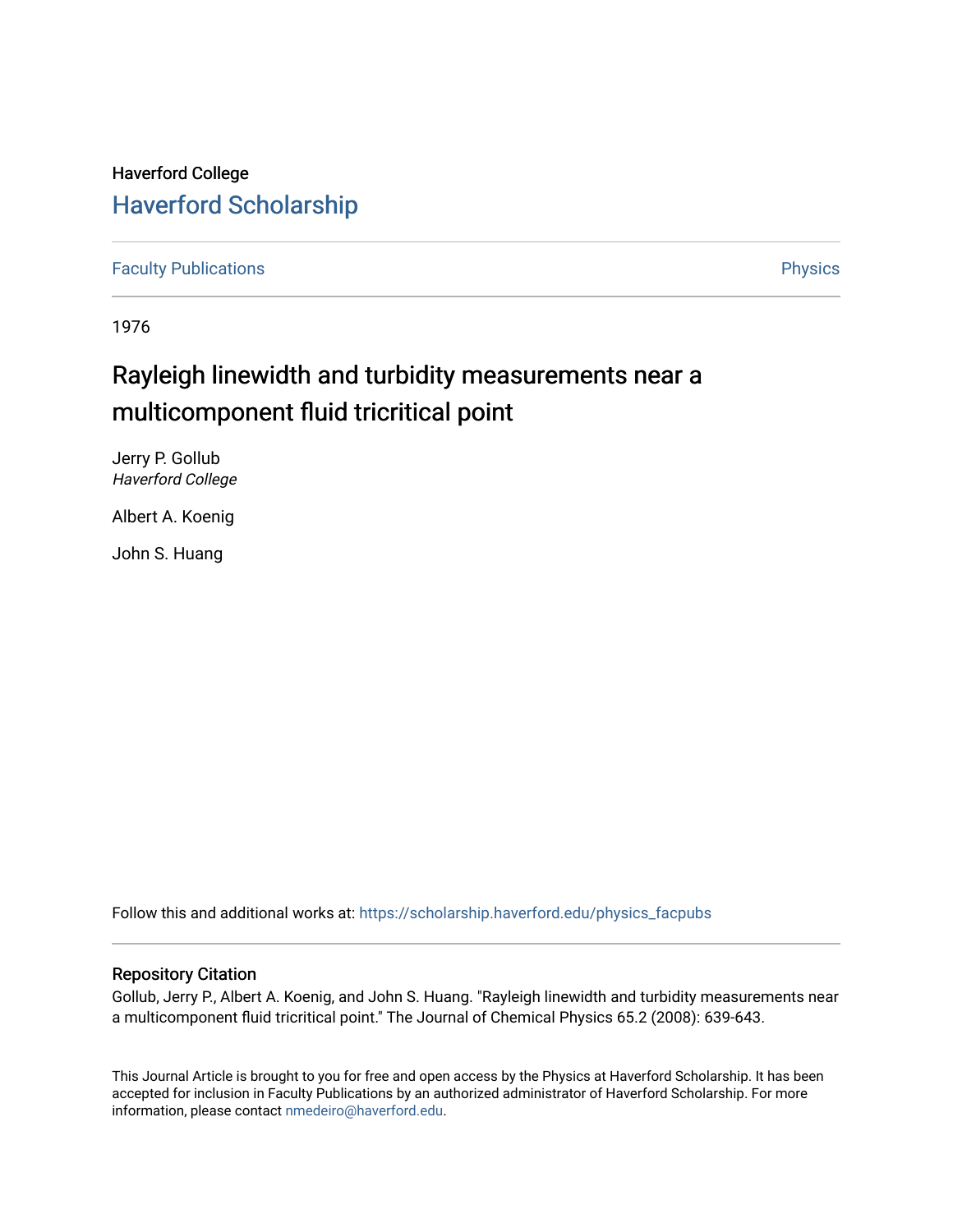Haverford College

# Haverford Scholarship

Faculty Publications

Physics

1976

## Rayleigh linewidth and turbidity measurements near a multicomponent fluid tricritical point

Jerry P. Gollub
*Haverford College*

Albert A. Koenig

John S. Huang

Follow this and additional works at: https://scholarship.haverford.edu/physics_facpubs

### Repository Citation

Gollub, Jerry P., Albert A. Koenig, and John S. Huang. "Rayleigh linewidth and turbidity measurements near a multicomponent fluid tricritical point." The Journal of Chemical Physics 65.2 (2008): 639-643.

This Journal Article is brought to you for free and open access by the Physics at Haverford Scholarship. It has been accepted for inclusion in Faculty Publications by an authorized administrator of Haverford Scholarship. For more information, please contact nmedeiro@haverford.edu.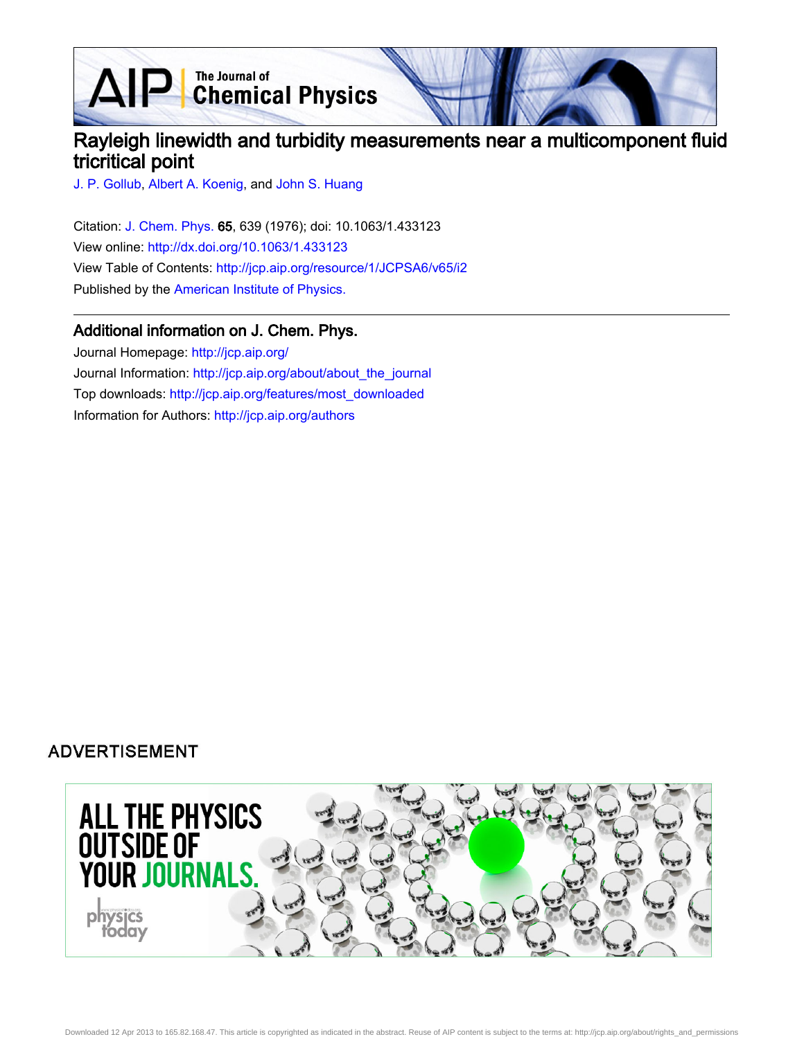# Rayleigh linewidth and turbidity measurements near a multicomponent fluid tricritical point

J. P. Gollub, Albert A. Koenig, and John S. Huang

Citation: J. Chem. Phys. **65**, 639 (1976); doi: 10.1063/1.433123

View online: http://dx.doi.org/10.1063/1.433123

View Table of Contents: http://jcp.aip.org/resource/1/JCPSA6/v65/i2

Published by the American Institute of Physics.

## Additional information on J. Chem. Phys.

Journal Homepage: http://jcp.aip.org/

Journal Information: http://jcp.aip.org/about/about_the_journal

Top downloads: http://jcp.aip.org/features/most_downloaded

Information for Authors: http://jcp.aip.org/authors

ADVERTISEMENT

ALL THE PHYSICS OUTSIDE OF YOUR JOURNALS.

physics today

Downloaded 12 Apr 2013 to 165.82.168.47. This article is copyrighted as indicated in the abstract. Reuse of AIP content is subject to the terms at: http://jcp.aip.org/about/rights_and_permissions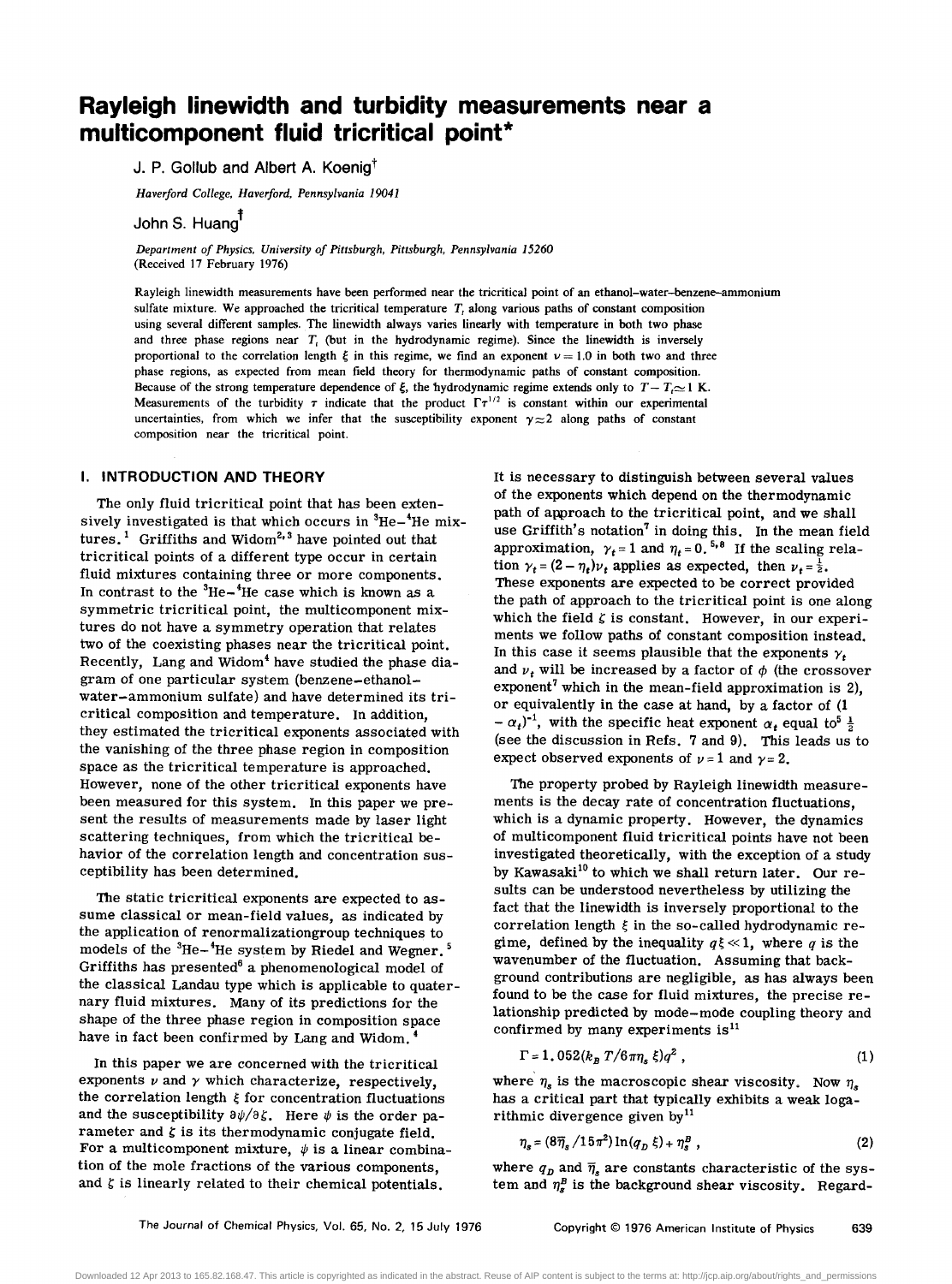# Rayleigh linewidth and turbidity measurements near a multicomponent fluid tricritical point*

J. P. Gollub and Albert A. Koenig[†]

*Haverford College, Haverford, Pennsylvania 19041*

John S. Huang[‡]

*Department of Physics, University of Pittsburgh, Pittsburgh, Pennsylvania 15260*
(Received 17 February 1976)

Rayleigh linewidth measurements have been performed near the tricritical point of an ethanol–water–benzene–ammonium sulfate mixture. We approached the tricritical temperature $T_t$ along various paths of constant composition using several different samples. The linewidth always varies linearly with temperature in both two phase and three phase regions near $T_t$ (but in the hydrodynamic regime). Since the linewidth is inversely proportional to the correlation length $\xi$ in this regime, we find an exponent $\nu = 1.0$ in both two and three phase regions, as expected from mean field theory for thermodynamic paths of constant composition. Because of the strong temperature dependence of $\xi$, the hydrodynamic regime extends only to $T - T_t \simeq 1$ K. Measurements of the turbidity $\tau$ indicate that the product $\Gamma\tau^{1/2}$ is constant within our experimental uncertainties, from which we infer that the susceptibility exponent $\gamma \simeq 2$ along paths of constant composition near the tricritical point.

## I. INTRODUCTION AND THEORY

The only fluid tricritical point that has been extensively investigated is that which occurs in $^3He$–$^4He$ mixtures.[1] Griffiths and Widom[2,3] have pointed out that tricritical points of a different type occur in certain fluid mixtures containing three or more components. In contrast to the $^3He$–$^4He$ case which is known as a symmetric tricritical point, the multicomponent mixtures do not have a symmetry operation that relates two of the coexisting phases near the tricritical point. Recently, Lang and Widom[4] have studied the phase diagram of one particular system (benzene–ethanol–water–ammonium sulfate) and have determined its tricritical composition and temperature. In addition, they estimated the tricritical exponents associated with the vanishing of the three phase region in composition space as the tricritical temperature is approached. However, none of the other tricritical exponents have been measured for this system. In this paper we present the results of measurements made by laser light scattering techniques, from which the tricritical behavior of the correlation length and concentration susceptibility has been determined.

The static tricritical exponents are expected to assume classical or mean-field values, as indicated by the application of renormalizationgroup techniques to models of the $^3He$–$^4He$ system by Riedel and Wegner.[5] Griffiths has presented[6] a phenomenological model of the classical Landau type which is applicable to quaternary fluid mixtures. Many of its predictions for the shape of the three phase region in composition space have in fact been confirmed by Lang and Widom.[4]

In this paper we are concerned with the tricritical exponents $\nu$ and $\gamma$ which characterize, respectively, the correlation length $\xi$ for concentration fluctuations and the susceptibility $\partial\psi/\partial\zeta$. Here $\psi$ is the order parameter and $\zeta$ is its thermodynamic conjugate field. For a multicomponent mixture, $\psi$ is a linear combination of the mole fractions of the various components, and $\zeta$ is linearly related to their chemical potentials. It is necessary to distinguish between several values of the exponents which depend on the thermodynamic path of approach to the tricritical point, and we shall use Griffith's notation[7] in doing this. In the mean field approximation, $\gamma_t = 1$ and $\eta_t = 0$.[5,8] If the scaling relation $\gamma_t = (2 - \eta_t)\nu_t$ applies as expected, then $\nu_t = \frac{1}{2}$. These exponents are expected to be correct provided the path of approach to the tricritical point is one along which the field $\zeta$ is constant. However, in our experiments we follow paths of constant composition instead. In this case it seems plausible that the exponents $\gamma_t$ and $\nu_t$ will be increased by a factor of $\phi$ (the crossover exponent[7] which in the mean-field approximation is 2), or equivalently in the case at hand, by a factor of $(1 - \alpha_t)^{-1}$, with the specific heat exponent $\alpha_t$ equal to[5] $\frac{1}{2}$ (see the discussion in Refs. 7 and 9). This leads us to expect observed exponents of $\nu = 1$ and $\gamma = 2$.

The property probed by Rayleigh linewidth measurements is the decay rate of concentration fluctuations, which is a dynamic property. However, the dynamics of multicomponent fluid tricritical points have not been investigated theoretically, with the exception of a study by Kawasaki[10] to which we shall return later. Our results can be understood nevertheless by utilizing the fact that the linewidth is inversely proportional to the correlation length $\xi$ in the so-called hydrodynamic regime, defined by the inequality $q\xi \ll 1$, where $q$ is the wavenumber of the fluctuation. Assuming that background contributions are negligible, as has always been found to be the case for fluid mixtures, the precise relationship predicted by mode–mode coupling theory and confirmed by many experiments is[11]

$$\Gamma = 1.052(k_B T / 6\pi\eta_s \xi) q^2 , \tag{1}$$

where $\eta_s$ is the macroscopic shear viscosity. Now $\eta_s$ has a critical part that typically exhibits a weak logarithmic divergence given by[11]

$$\eta_s = (8\bar{\eta}_s / 15\pi^2) \ln(q_D \xi) + \eta_s^B , \tag{2}$$

where $q_D$ and $\bar{\eta}_s$ are constants characteristic of the system and $\eta_s^B$ is the background shear viscosity. Regard-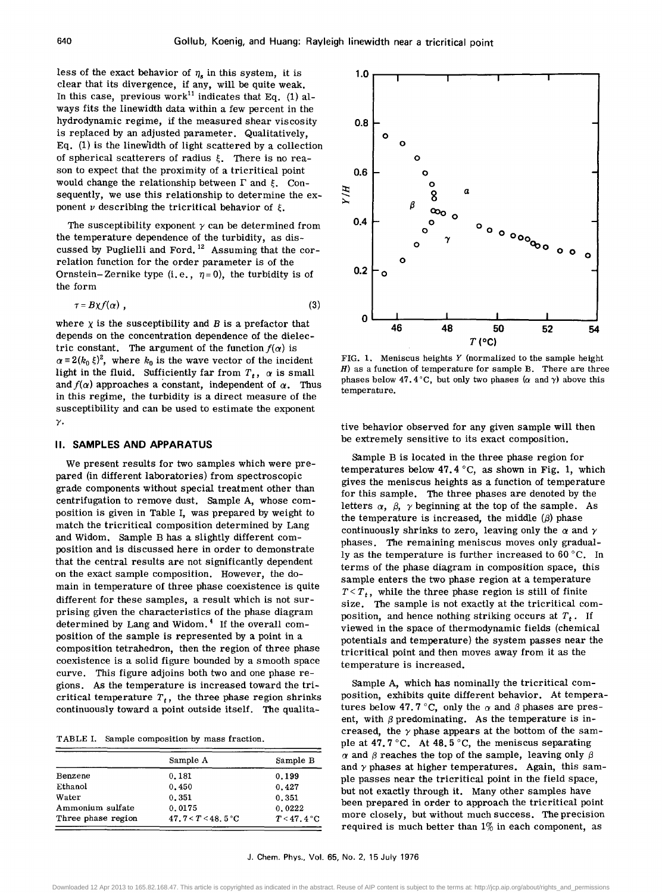less of the exact behavior of $\eta_s$ in this system, it is clear that its divergence, if any, will be quite weak. In this case, previous work[11] indicates that Eq. (1) always fits the linewidth data within a few percent in the hydrodynamic regime, if the measured shear viscosity is replaced by an adjusted parameter. Qualitatively, Eq. (1) is the linewidth of light scattered by a collection of spherical scatterers of radius $\xi$. There is no reason to expect that the proximity of a tricritical point would change the relationship between $\Gamma$ and $\xi$. Consequently, we use this relationship to determine the exponent $\nu$ describing the tricritical behavior of $\xi$.

The susceptibility exponent $\gamma$ can be determined from the temperature dependence of the turbidity, as discussed by Puglielli and Ford.[12] Assuming that the correlation function for the order parameter is of the Ornstein–Zernike type (i.e., $\eta = 0$), the turbidity is of the form

$$\tau = B\chi f(\alpha) , \tag{3}$$

where $\chi$ is the susceptibility and $B$ is a prefactor that depends on the concentration dependence of the dielectric constant. The argument of the function $f(\alpha)$ is $\alpha \equiv 2(k_0\,\xi)^2$, where $k_0$ is the wave vector of the incident light in the fluid. Sufficiently far from $T_t$, $\alpha$ is small and $f(\alpha)$ approaches a constant, independent of $\alpha$. Thus in this regime, the turbidity is a direct measure of the susceptibility and can be used to estimate the exponent $\gamma$.

## II. SAMPLES AND APPARATUS

We present results for two samples which were prepared (in different laboratories) from spectroscopic grade components without special treatment other than centrifugation to remove dust. Sample A, whose composition is given in Table I, was prepared by weight to match the tricritical composition determined by Lang and Widom. Sample B has a slightly different composition and is discussed here in order to demonstrate that the central results are not significantly dependent on the exact sample composition. However, the domain in temperature of three phase coexistence is quite different for these samples, a result which is not surprising given the characteristics of the phase diagram determined by Lang and Widom.[4] If the overall composition of the sample is represented by a point in a composition tetrahedron, then the region of three phase coexistence is a solid figure bounded by a smooth space curve. This figure adjoins both two and one phase regions. As the temperature is increased toward the tricritical temperature $T_t$, the three phase region shrinks continuously toward a point outside itself. The qualitative behavior observed for any given sample will then be extremely sensitive to its exact composition.

TABLE I. Sample composition by mass fraction.

| | Sample A | Sample B |
|---|---|---|
| Benzene | 0.181 | 0.199 |
| Ethanol | 0.450 | 0.427 |
| Water | 0.351 | 0.351 |
| Ammonium sulfate | 0.0175 | 0.0222 |
| Three phase region | $47.7 < T < 48.5$ °C | $T < 47.4$ °C |

FIG. 1. Meniscus heights $Y$ (normalized to the sample height $H$) as a function of temperature for sample B. There are three phases below 47.4 °C, but only two phases ($\alpha$ and $\gamma$) above this temperature.

Sample B is located in the three phase region for temperatures below 47.4 °C, as shown in Fig. 1, which gives the meniscus heights as a function of temperature for this sample. The three phases are denoted by the letters $\alpha$, $\beta$, $\gamma$ beginning at the top of the sample. As the temperature is increased, the middle ($\beta$) phase continuously shrinks to zero, leaving only the $\alpha$ and $\gamma$ phases. The remaining meniscus moves only gradually as the temperature is further increased to 60 °C. In terms of the phase diagram in composition space, this sample enters the two phase region at a temperature $T < T_t$, while the three phase region is still of finite size. The sample is not exactly at the tricritical composition, and hence nothing striking occurs at $T_t$. If viewed in the space of thermodynamic fields (chemical potentials and temperature) the system passes near the tricritical point and then moves away from it as the temperature is increased.

Sample A, which has nominally the tricritical composition, exhibits quite different behavior. At temperatures below 47.7 °C, only the $\alpha$ and $\beta$ phases are present, with $\beta$ predominating. As the temperature is increased, the $\gamma$ phase appears at the bottom of the sample at 47.7 °C. At 48.5 °C, the meniscus separating $\alpha$ and $\beta$ reaches the top of the sample, leaving only $\beta$ and $\gamma$ phases at higher temperatures. Again, this sample passes near the tricritical point in the field space, but not exactly through it. Many other samples have been prepared in order to approach the tricritical point more closely, but without much success. The precision required is much better than 1% in each component, as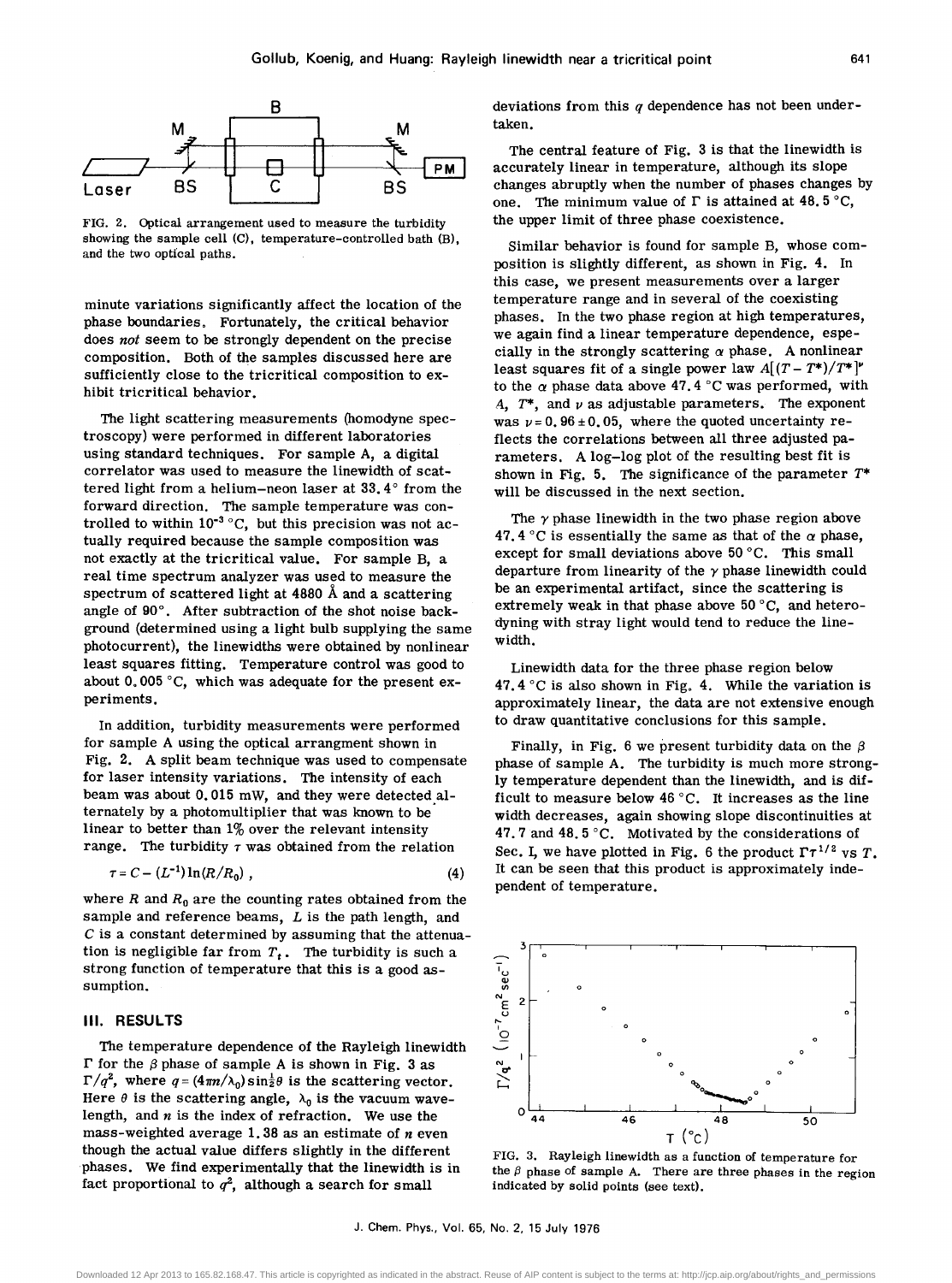FIG. 2. Optical arrangement used to measure the turbidity showing the sample cell (C), temperature-controlled bath (B), and the two optical paths.

minute variations significantly affect the location of the phase boundaries. Fortunately, the critical behavior does *not* seem to be strongly dependent on the precise composition. Both of the samples discussed here are sufficiently close to the tricritical composition to exhibit tricritical behavior.

The light scattering measurements (homodyne spectroscopy) were performed in different laboratories using standard techniques. For sample A, a digital correlator was used to measure the linewidth of scattered light from a helium–neon laser at 33.4° from the forward direction. The sample temperature was controlled to within $10^{-3}$ °C, but this precision was not actually required because the sample composition was not exactly at the tricritical value. For sample B, a real time spectrum analyzer was used to measure the spectrum of scattered light at 4880 Å and a scattering angle of 90°. After subtraction of the shot noise background (determined using a light bulb supplying the same photocurrent), the linewidths were obtained by nonlinear least squares fitting. Temperature control was good to about 0.005 °C, which was adequate for the present experiments.

In addition, turbidity measurements were performed for sample A using the optical arrangment shown in Fig. 2. A split beam technique was used to compensate for laser intensity variations. The intensity of each beam was about 0.015 mW, and they were detected alternately by a photomultiplier that was known to be linear to better than 1% over the relevant intensity range. The turbidity $\tau$ was obtained from the relation

$$\tau = C - (L^{-1})\ln(R/R_0) , \tag{4}$$

where $R$ and $R_0$ are the counting rates obtained from the sample and reference beams, $L$ is the path length, and $C$ is a constant determined by assuming that the attenuation is negligible far from $T_t$. The turbidity is such a strong function of temperature that this is a good assumption.

## III. RESULTS

The temperature dependence of the Rayleigh linewidth $\Gamma$ for the $\beta$ phase of sample A is shown in Fig. 3 as $\Gamma/q^2$, where $q = (4\pi n/\lambda_0)\sin\frac{1}{2}\theta$ is the scattering vector. Here $\theta$ is the scattering angle, $\lambda_0$ is the vacuum wavelength, and $n$ is the index of refraction. We use the mass-weighted average 1.38 as an estimate of $n$ even though the actual value differs slightly in the different phases. We find experimentally that the linewidth is in fact proportional to $q^2$, although a search for small deviations from this $q$ dependence has not been undertaken.

The central feature of Fig. 3 is that the linewidth is accurately linear in temperature, although its slope changes abruptly when the number of phases changes by one. The minimum value of $\Gamma$ is attained at 48.5 °C, the upper limit of three phase coexistence.

Similar behavior is found for sample B, whose composition is slightly different, as shown in Fig. 4. In this case, we present measurements over a larger temperature range and in several of the coexisting phases. In the two phase region at high temperatures, we again find a linear temperature dependence, especially in the strongly scattering $\alpha$ phase. A nonlinear least squares fit of a single power law $A[(T-T^*)/T^*]^\nu$ to the $\alpha$ phase data above 47.4 °C was performed, with $A$, $T^*$, and $\nu$ as adjustable parameters. The exponent was $\nu = 0.96 \pm 0.05$, where the quoted uncertainty reflects the correlations between all three adjusted parameters. A log–log plot of the resulting best fit is shown in Fig. 5. The significance of the parameter $T^*$ will be discussed in the next section.

The $\gamma$ phase linewidth in the two phase region above 47.4 °C is essentially the same as that of the $\alpha$ phase, except for small deviations above 50 °C. This small departure from linearity of the $\gamma$ phase linewidth could be an experimental artifact, since the scattering is extremely weak in that phase above 50 °C, and heterodyning with stray light would tend to reduce the linewidth.

Linewidth data for the three phase region below 47.4 °C is also shown in Fig. 4. While the variation is approximately linear, the data are not extensive enough to draw quantitative conclusions for this sample.

Finally, in Fig. 6 we present turbidity data on the $\beta$ phase of sample A. The turbidity is much more strongly temperature dependent than the linewidth, and is difficult to measure below 46 °C. It increases as the line width decreases, again showing slope discontinuities at 47.7 and 48.5 °C. Motivated by the considerations of Sec. I, we have plotted in Fig. 6 the product $\Gamma\tau^{1/2}$ vs $T$. It can be seen that this product is approximately independent of temperature.

FIG. 3. Rayleigh linewidth as a function of temperature for the $\beta$ phase of sample A. There are three phases in the region indicated by solid points (see text).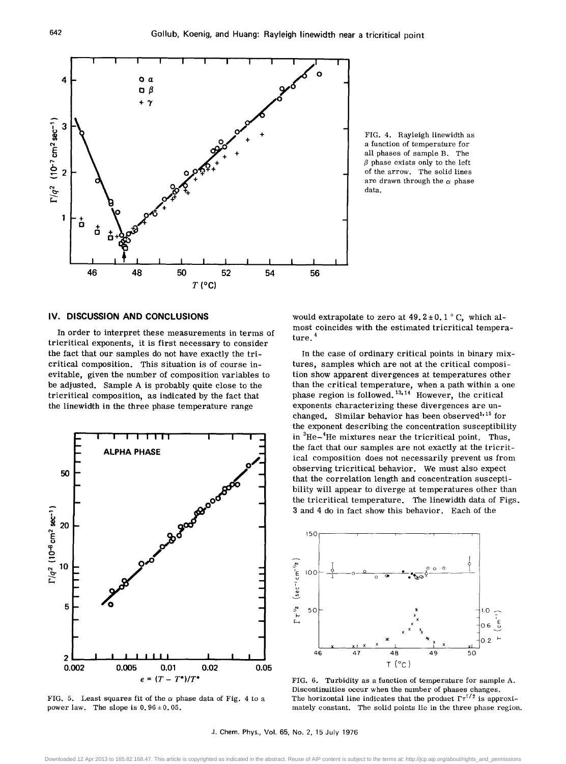FIG. 4. Rayleigh linewidth as a function of temperature for all phases of sample B. The $\beta$ phase exists only to the left of the arrow. The solid lines are drawn through the $\alpha$ phase data.

## IV. DISCUSSION AND CONCLUSIONS

In order to interpret these measurements in terms of tricritical exponents, it is first necessary to consider the fact that our samples do not have exactly the tricritical composition. This situation is of course inevitable, given the number of composition variables to be adjusted. Sample A is probably quite close to the tricritical composition, as indicated by the fact that the linewidth in the three phase temperature range would extrapolate to zero at $49.2 \pm 0.1$ °C, which almost coincides with the estimated tricritical temperature.[4]

In the case of ordinary critical points in binary mixtures, samples which are not at the critical composition show apparent divergences at temperatures other than the critical temperature, when a path within a one phase region is followed.[13,14] However, the critical exponents characterizing these divergences are unchanged. Similar behavior has been observed[1,15] for the exponent describing the concentration susceptibility in $^3He-^4He$ mixtures near the tricritical point. Thus, the fact that our samples are not exactly at the tricritical composition does not necessarily prevent us from observing tricritical behavior. We must also expect that the correlation length and concentration susceptibility will appear to diverge at temperatures other than the tricritical temperature. The linewidth data of Figs. 3 and 4 do in fact show this behavior. Each of the

FIG. 5. Least squares fit of the $\alpha$ phase data of Fig. 4 to a power law. The slope is $0.96 \pm 0.05$.

FIG. 6. Turbidity as a function of temperature for sample A. Discontinuities occur when the number of phases changes. The horizontal line indicates that the product $\Gamma\tau^{1/2}$ is approximately constant. The solid points lie in the three phase region.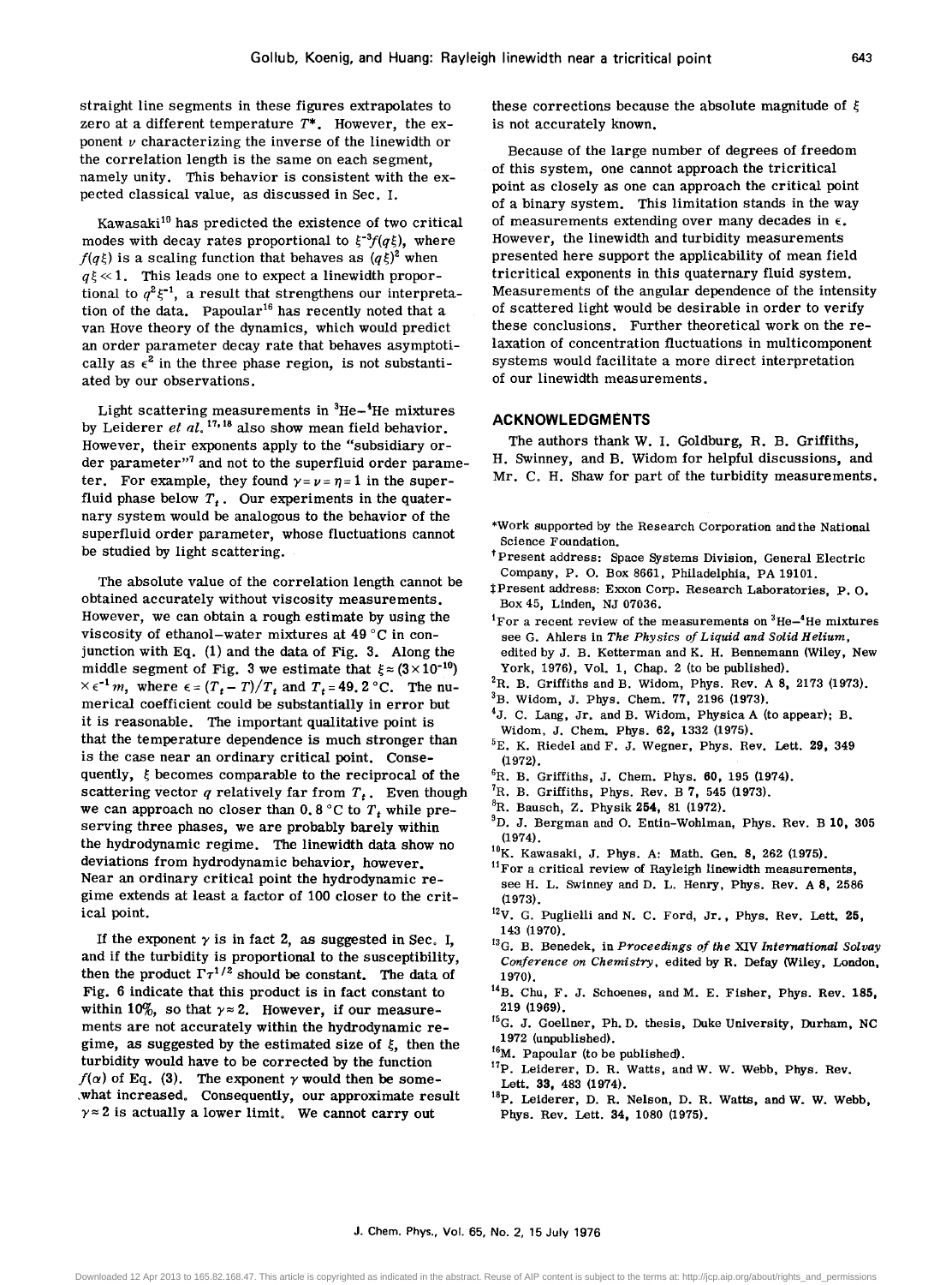straight line segments in these figures extrapolates to zero at a different temperature $T^*$. However, the exponent $\nu$ characterizing the inverse of the linewidth or the correlation length is the same on each segment, namely unity. This behavior is consistent with the expected classical value, as discussed in Sec. I.

Kawasaki[10] has predicted the existence of two critical modes with decay rates proportional to $\xi^{-3}f(q\xi)$, where $f(q\xi)$ is a scaling function that behaves as $(q\xi)^2$ when $q\xi \ll 1$. This leads one to expect a linewidth proportional to $q^2\xi^{-1}$, a result that strengthens our interpretation of the data. Papoular[16] has recently noted that a van Hove theory of the dynamics, which would predict an order parameter decay rate that behaves asymptotically as $\epsilon^2$ in the three phase region, is not substantiated by our observations.

Light scattering measurements in $^3$He–$^4$He mixtures by Leiderer *et al.*[17,18] also show mean field behavior. However, their exponents apply to the "subsidiary order parameter"[7] and not to the superfluid order parameter. For example, they found $\gamma = \nu = \eta = 1$ in the superfluid phase below $T_t$. Our experiments in the quaternary system would be analogous to the behavior of the superfluid order parameter, whose fluctuations cannot be studied by light scattering.

The absolute value of the correlation length cannot be obtained accurately without viscosity measurements. However, we can obtain a rough estimate by using the viscosity of ethanol–water mixtures at 49 °C in conjunction with Eq. (1) and the data of Fig. 3. Along the middle segment of Fig. 3 we estimate that $\xi \approx (3\times 10^{-10}) \times \epsilon^{-1} m$, where $\epsilon = (T_t - T)/T_t$ and $T_t = 49.2$ °C. The numerical coefficient could be substantially in error but it is reasonable. The important qualitative point is that the temperature dependence is much stronger than is the case near an ordinary critical point. Consequently, $\xi$ becomes comparable to the reciprocal of the scattering vector $q$ relatively far from $T_t$. Even though we can approach no closer than 0.8 °C to $T_t$ while preserving three phases, we are probably barely within the hydrodynamic regime. The linewidth data show no deviations from hydrodynamic behavior, however. Near an ordinary critical point the hydrodynamic regime extends at least a factor of 100 closer to the critical point.

If the exponent $\gamma$ is in fact 2, as suggested in Sec. I, and if the turbidity is proportional to the susceptibility, then the product $\Gamma\tau^{1/2}$ should be constant. The data of Fig. 6 indicate that this product is in fact constant to within 10%, so that $\gamma \approx 2$. However, if our measurements are not accurately within the hydrodynamic regime, as suggested by the estimated size of $\xi$, then the turbidity would have to be corrected by the function $f(\alpha)$ of Eq. (3). The exponent $\gamma$ would then be somewhat increased. Consequently, our approximate result $\gamma \approx 2$ is actually a lower limit. We cannot carry out these corrections because the absolute magnitude of $\xi$ is not accurately known.

Because of the large number of degrees of freedom of this system, one cannot approach the tricritical point as closely as one can approach the critical point of a binary system. This limitation stands in the way of measurements extending over many decades in $\epsilon$. However, the linewidth and turbidity measurements presented here support the applicability of mean field tricritical exponents in this quaternary fluid system. Measurements of the angular dependence of the intensity of scattered light would be desirable in order to verify these conclusions. Further theoretical work on the relaxation of concentration fluctuations in multicomponent systems would facilitate a more direct interpretation of our linewidth measurements.

## ACKNOWLEDGMENTS

The authors thank W. I. Goldburg, R. B. Griffiths, H. Swinney, and B. Widom for helpful discussions, and Mr. C. H. Shaw for part of the turbidity measurements.

*Work supported by the Research Corporation and the National Science Foundation.

†Present address: Space Systems Division, General Electric Company, P. O. Box 8661, Philadelphia, PA 19101.

‡Present address: Exxon Corp. Research Laboratories, P. O. Box 45, Linden, NJ 07036.

[1] For a recent review of the measurements on $^3$He–$^4$He mixtures see G. Ahlers in *The Physics of Liquid and Solid Helium*, edited by J. B. Ketterman and K. H. Bennemann (Wiley, New York, 1976), Vol. 1, Chap. 2 (to be published).

[2] R. B. Griffiths and B. Widom, Phys. Rev. A **8**, 2173 (1973).

[3] B. Widom, J. Phys. Chem. **77**, 2196 (1973).

[4] J. C. Lang, Jr. and B. Widom, Physica A (to appear); B. Widom, J. Chem. Phys. **62**, 1332 (1975).

[5] E. K. Riedel and F. J. Wegner, Phys. Rev. Lett. **29**, 349 (1972).

[6] R. B. Griffiths, J. Chem. Phys. **60**, 195 (1974).

[7] R. B. Griffiths, Phys. Rev. B **7**, 545 (1973).

[8] R. Bausch, Z. Physik **254**, 81 (1972).

[9] D. J. Bergman and O. Entin-Wohlman, Phys. Rev. B **10**, 305 (1974).

[10] K. Kawasaki, J. Phys. A: Math. Gen. **8**, 262 (1975).

[11] For a critical review of Rayleigh linewidth measurements, see H. L. Swinney and D. L. Henry, Phys. Rev. A **8**, 2586 (1973).

[12] V. G. Puglielli and N. C. Ford, Jr., Phys. Rev. Lett. **25**, 143 (1970).

[13] G. B. Benedek, in *Proceedings of the XIV International Solvay Conference on Chemistry*, edited by R. Defay (Wiley, London, 1970).

[14] B. Chu, F. J. Schoenes, and M. E. Fisher, Phys. Rev. **185**, 219 (1969).

[15] G. J. Goellner, Ph.D. thesis, Duke University, Durham, NC 1972 (unpublished).

[16] M. Papoular (to be published).

[17] P. Leiderer, D. R. Watts, and W. W. Webb, Phys. Rev. Lett. **33**, 483 (1974).

[18] P. Leiderer, D. R. Nelson, D. R. Watts, and W. W. Webb, Phys. Rev. Lett. **34**, 1080 (1975).